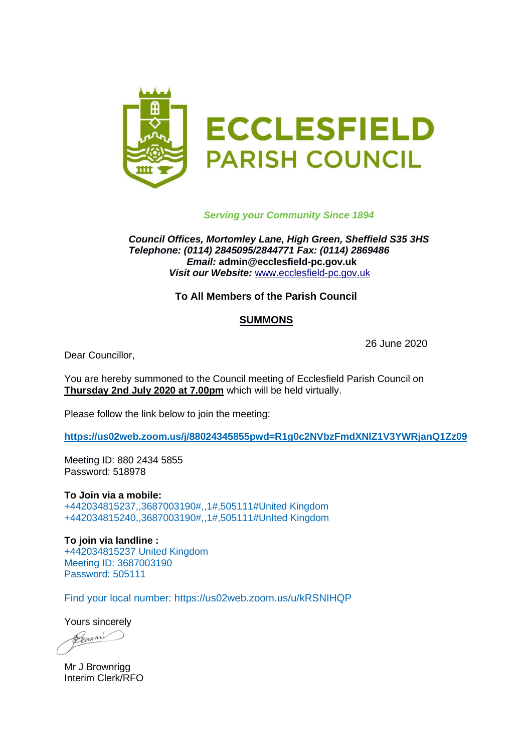# ECCLESFIELD PARISH COUNCIL

*Serving your Community Since 1894*

***Council Offices, Mortomley Lane, High Green, Sheffield S35 3HS***
***Telephone: (0114) 2845095/2844771 Fax: (0114) 2869486***
***Email:*** **admin@ecclesfield-pc.gov.uk**
***Visit our Website:*** www.ecclesfield-pc.gov.uk

**To All Members of the Parish Council**

## SUMMONS

26 June 2020

Dear Councillor,

You are hereby summoned to the Council meeting of Ecclesfield Parish Council on **Thursday 2nd July 2020 at 7.00pm** which will be held virtually.

Please follow the link below to join the meeting:

**https://us02web.zoom.us/j/88024345855pwd=R1g0c2NVbzFmdXNlZ1V3YWRjanQ1Zz09**

Meeting ID: 880 2434 5855
Password: 518978

**To Join via a mobile:**
+442034815237,,3687003190#,,1#,505111#United Kingdom
+442034815240,,3687003190#,,1#,505111#UnIted Kingdom

**To join via landline :**
+442034815237 United Kingdom
Meeting ID: 3687003190
Password: 505111

Find your local number: https://us02web.zoom.us/u/kRSNIHQP

Yours sincerely

Mr J Brownrigg
Interim Clerk/RFO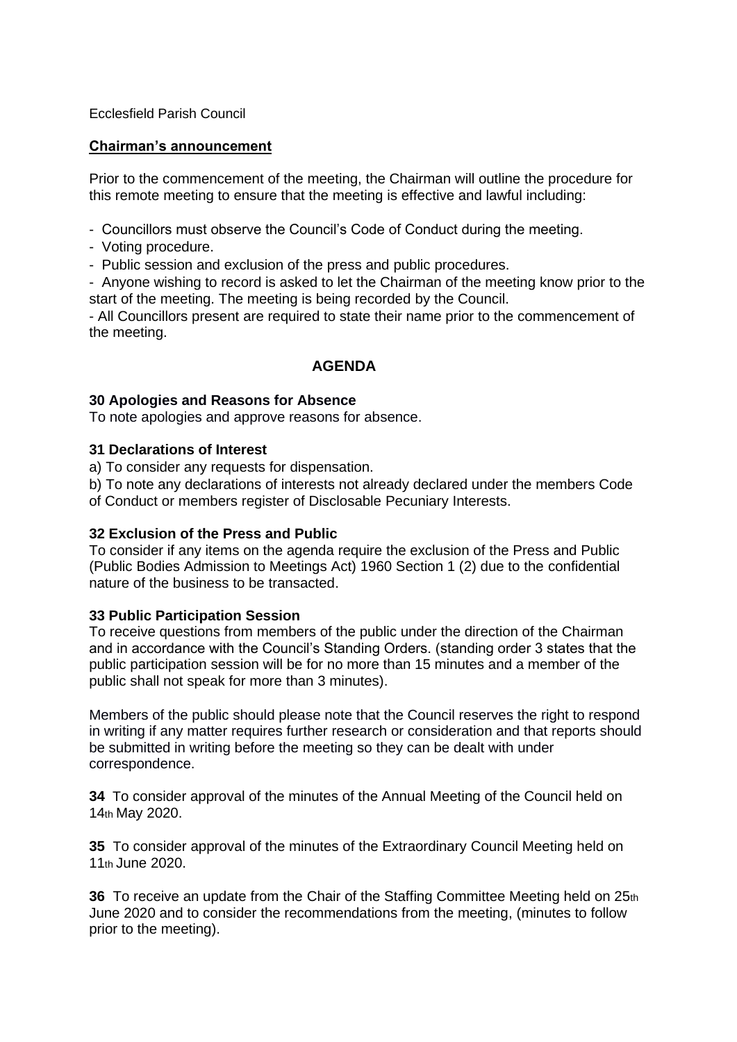Ecclesfield Parish Council

**Chairman's announcement**

Prior to the commencement of the meeting, the Chairman will outline the procedure for this remote meeting to ensure that the meeting is effective and lawful including:

- Councillors must observe the Council's Code of Conduct during the meeting.
- Voting procedure.
- Public session and exclusion of the press and public procedures.
- Anyone wishing to record is asked to let the Chairman of the meeting know prior to the start of the meeting. The meeting is being recorded by the Council.
- All Councillors present are required to state their name prior to the commencement of the meeting.

## AGENDA

**30 Apologies and Reasons for Absence**
To note apologies and approve reasons for absence.

**31 Declarations of Interest**
a) To consider any requests for dispensation.
b) To note any declarations of interests not already declared under the members Code of Conduct or members register of Disclosable Pecuniary Interests.

**32 Exclusion of the Press and Public**
To consider if any items on the agenda require the exclusion of the Press and Public (Public Bodies Admission to Meetings Act) 1960 Section 1 (2) due to the confidential nature of the business to be transacted.

**33 Public Participation Session**
To receive questions from members of the public under the direction of the Chairman and in accordance with the Council's Standing Orders. (standing order 3 states that the public participation session will be for no more than 15 minutes and a member of the public shall not speak for more than 3 minutes).

Members of the public should please note that the Council reserves the right to respond in writing if any matter requires further research or consideration and that reports should be submitted in writing before the meeting so they can be dealt with under correspondence.

**34** To consider approval of the minutes of the Annual Meeting of the Council held on 14th May 2020.

**35** To consider approval of the minutes of the Extraordinary Council Meeting held on 11th June 2020.

**36** To receive an update from the Chair of the Staffing Committee Meeting held on 25th June 2020 and to consider the recommendations from the meeting, (minutes to follow prior to the meeting).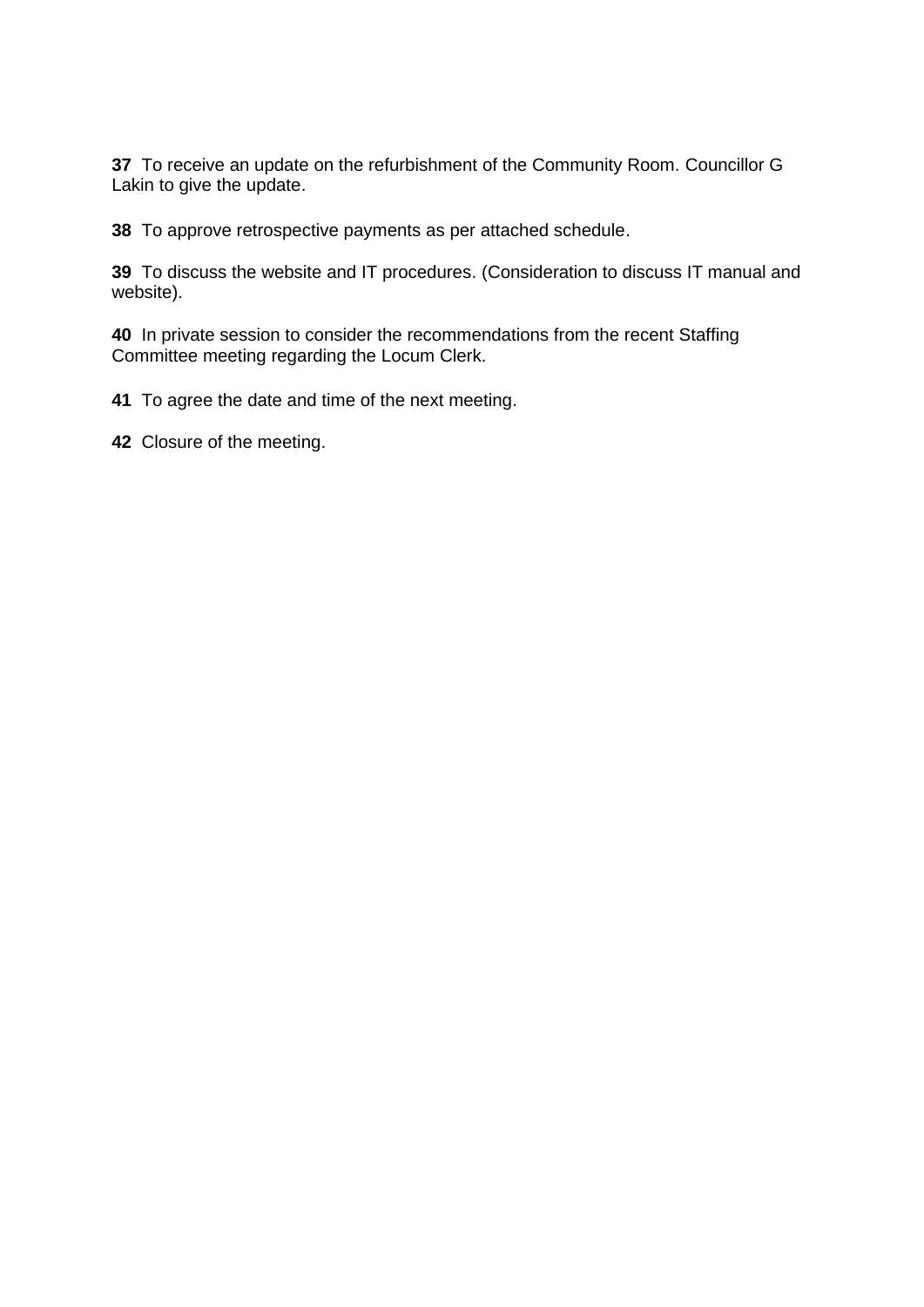**37** To receive an update on the refurbishment of the Community Room. Councillor G Lakin to give the update.

**38** To approve retrospective payments as per attached schedule.

**39** To discuss the website and IT procedures. (Consideration to discuss IT manual and website).

**40** In private session to consider the recommendations from the recent Staffing Committee meeting regarding the Locum Clerk.

**41** To agree the date and time of the next meeting.

**42** Closure of the meeting.